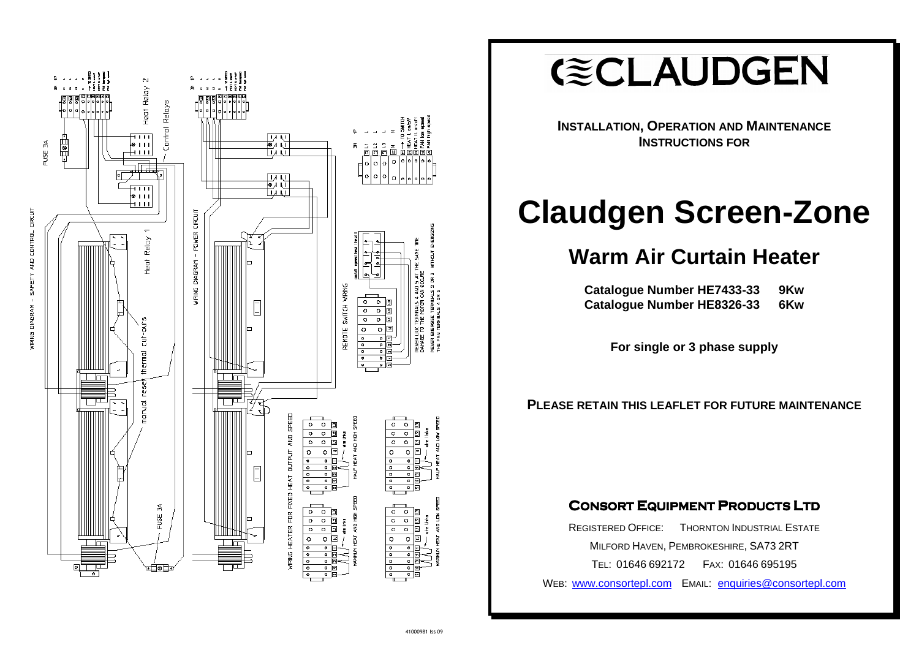# CLAUDGEN

**INSTALLATION, OPERATION AND MAINTENANCE INSTRUCTIONS FOR**

# Claudgen Screen-Zone

## Warm Air Curtain Heater

**Catalogue Number HE7433-33 9Kw**
**Catalogue Number HE8326-33 6Kw**

**For single or 3 phase supply**

**PLEASE RETAIN THIS LEAFLET FOR FUTURE MAINTENANCE**

### CONSORT EQUIPMENT PRODUCTS LTD

REGISTERED OFFICE: THORNTON INDUSTRIAL ESTATE
MILFORD HAVEN, PEMBROKESHIRE, SA73 2RT
TEL: 01646 692172 FAX: 01646 695195
WEB: www.consortepl.com EMAIL: enquiries@consortepl.com

WIRING DIAGRAM – SAFETY AND CONTROL CIRCUIT

FUSE 3A

Heat Relay 2

Control Relays

Heat Relay 1

manual reset thermal cut-outs

FUSE 3A

WIRING DIAGRAM – POWER CIRCUIT

REMOTE SWITCH WIRING

NEVER LINK TERMINALS 4 AND 5 AT THE SAME TIME DAMAGE TO THE MOTOR CAN OCCURE

NEVER ENERGISE TERMINALS 2 OR 3 WITHOUT ENERGISING THE FAN TERMINALS 4 OR 5

WIRING HEATER FOR FIXED HEAT OUTPUT AND SPEED

HALF HEAT AND HIGH SPEED

HALF HEAT AND LOW SPEED

MAXIMUM HEAT AND HIGH SPEED

MAXIMUM HEAT AND LOW SPEED

41000981 Iss 09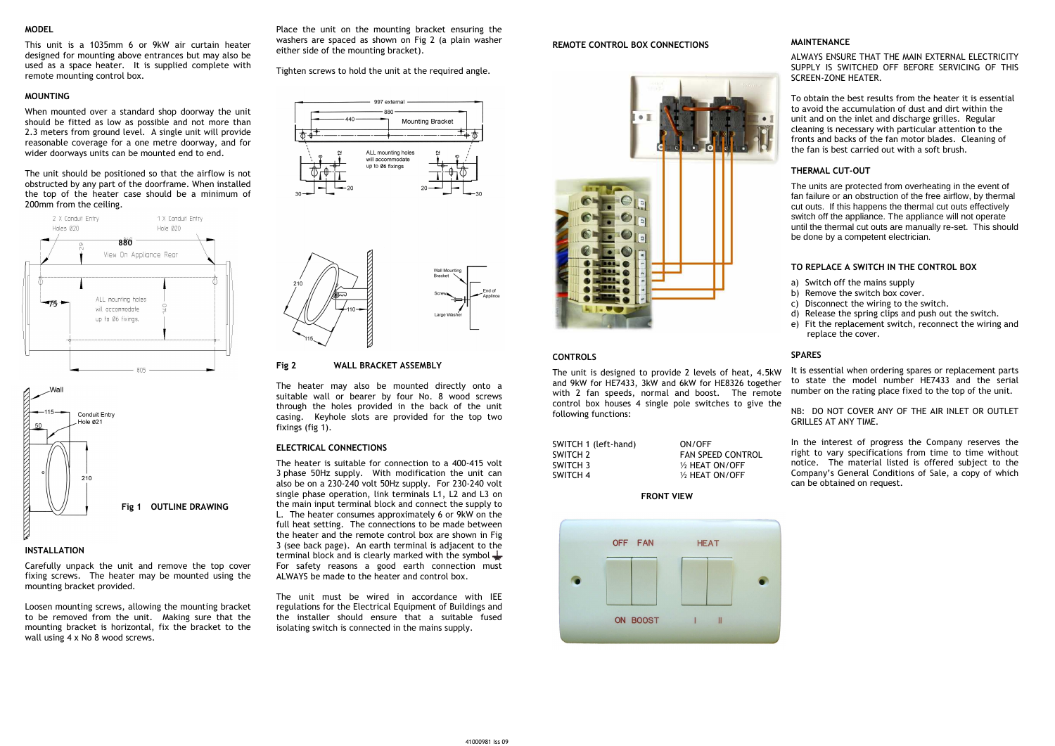## MODEL

This unit is a 1035mm 6 or 9kW air curtain heater designed for mounting above entrances but may also be used as a space heater. It is supplied complete with remote mounting control box.

## MOUNTING

When mounted over a standard shop doorway the unit should be fitted as low as possible and not more than 2.3 meters from ground level. A single unit will provide reasonable coverage for a one metre doorway, and for wider doorways units can be mounted end to end.

The unit should be positioned so that the airflow is not obstructed by any part of the doorframe. When installed the top of the heater case should be a minimum of 200mm from the ceiling.

2 X Conduit Entry Holes Ø20

1 X Conduit Entry Hole Ø20

880

29

View On Appliance Rear

ALL mounting holes will accommodate up to Ø6 fixings.

75

140

805

Wall

115

50

Conduit Entry Hole Ø21

210

**Fig 1 OUTLINE DRAWING**

## INSTALLATION

Carefully unpack the unit and remove the top cover fixing screws. The heater may be mounted using the mounting bracket provided.

Loosen mounting screws, allowing the mounting bracket to be removed from the unit. Making sure that the mounting bracket is horizontal, fix the bracket to the wall using 4 x No 8 wood screws.

Place the unit on the mounting bracket ensuring the washers are spaced as shown on Fig 2 (a plain washer either side of the mounting bracket).

Tighten screws to hold the unit at the required angle.

997 external

880

440

Mounting Bracket

ALL mounting holes will accommodate up to Ø6 fixings

8

12

12

8

20

20

30

30

210

110

115

Wall Mounting Bracket

Screw

End of Appliance

Large Washer

**Fig 2 WALL BRACKET ASSEMBLY**

The heater may also be mounted directly onto a suitable wall or bearer by four No. 8 wood screws through the holes provided in the back of the unit casing. Keyhole slots are provided for the top two fixings (fig 1).

## ELECTRICAL CONNECTIONS

The heater is suitable for connection to a 400-415 volt 3 phase 50Hz supply. With modification the unit can also be on a 230-240 volt 50Hz supply. For 230-240 volt single phase operation, link terminals L1, L2 and L3 on the main input terminal block and connect the supply to L. The heater consumes approximately 6 or 9kW on the full heat setting. The connections to be made between the heater and the remote control box are shown in Fig 3 (see back page). An earth terminal is adjacent to the terminal block and is clearly marked with the symbol ⏚ For safety reasons a good earth connection must ALWAYS be made to the heater and control box.

The unit must be wired in accordance with IEE regulations for the Electrical Equipment of Buildings and the installer should ensure that a suitable fused isolating switch is connected in the mains supply.

## REMOTE CONTROL BOX CONNECTIONS

## CONTROLS

The unit is designed to provide 2 levels of heat, 4.5kW and 9kW for HE7433, 3kW and 6kW for HE8326 together with 2 fan speeds, normal and boost. The remote control box houses 4 single pole switches to give the following functions:

| | |
|---|---|
| SWITCH 1 (left-hand) | ON/OFF |
| SWITCH 2 | FAN SPEED CONTROL |
| SWITCH 3 | ½ HEAT ON/OFF |
| SWITCH 4 | ½ HEAT ON/OFF |

**FRONT VIEW**

OFF FAN HEAT

ON BOOST I II

## MAINTENANCE

ALWAYS ENSURE THAT THE MAIN EXTERNAL ELECTRICITY SUPPLY IS SWITCHED OFF BEFORE SERVICING OF THIS SCREEN-ZONE HEATER.

To obtain the best results from the heater it is essential to avoid the accumulation of dust and dirt within the unit and on the inlet and discharge grilles. Regular cleaning is necessary with particular attention to the fronts and backs of the fan motor blades. Cleaning of the fan is best carried out with a soft brush.

## THERMAL CUT-OUT

The units are protected from overheating in the event of fan failure or an obstruction of the free airflow, by thermal cut outs. If this happens the thermal cut outs effectively switch off the appliance. The appliance will not operate until the thermal cut outs are manually re-set. This should be done by a competent electrician.

## TO REPLACE A SWITCH IN THE CONTROL BOX

a) Switch off the mains supply
b) Remove the switch box cover.
c) Disconnect the wiring to the switch.
d) Release the spring clips and push out the switch.
e) Fit the replacement switch, reconnect the wiring and replace the cover.

## SPARES

It is essential when ordering spares or replacement parts to state the model number HE7433 and the serial number on the rating place fixed to the top of the unit.

NB: DO NOT COVER ANY OF THE AIR INLET OR OUTLET GRILLES AT ANY TIME.

In the interest of progress the Company reserves the right to vary specifications from time to time without notice. The material listed is offered subject to the Company's General Conditions of Sale, a copy of which can be obtained on request.

41000981 Iss 09